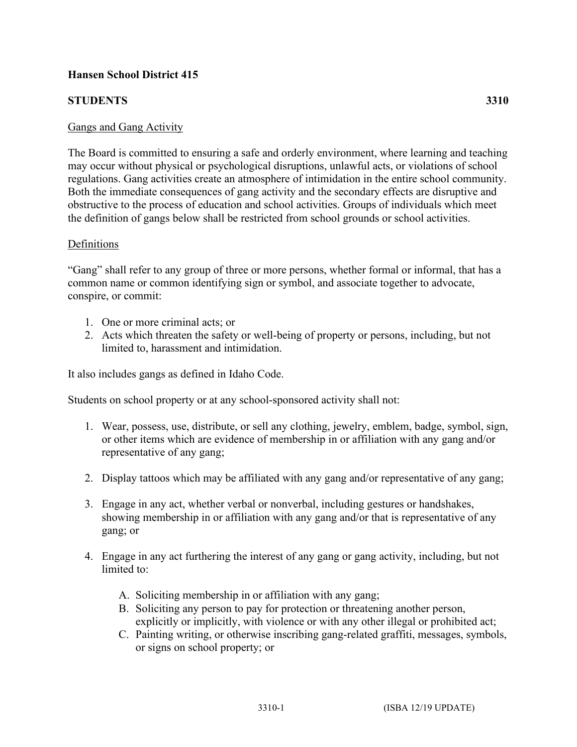**Hansen School District 415**

**STUDENTS 3310**

Gangs and Gang Activity

The Board is committed to ensuring a safe and orderly environment, where learning and teaching may occur without physical or psychological disruptions, unlawful acts, or violations of school regulations. Gang activities create an atmosphere of intimidation in the entire school community. Both the immediate consequences of gang activity and the secondary effects are disruptive and obstructive to the process of education and school activities. Groups of individuals which meet the definition of gangs below shall be restricted from school grounds or school activities.

Definitions

"Gang" shall refer to any group of three or more persons, whether formal or informal, that has a common name or common identifying sign or symbol, and associate together to advocate, conspire, or commit:

1. One or more criminal acts; or
2. Acts which threaten the safety or well-being of property or persons, including, but not limited to, harassment and intimidation.

It also includes gangs as defined in Idaho Code.

Students on school property or at any school-sponsored activity shall not:

1. Wear, possess, use, distribute, or sell any clothing, jewelry, emblem, badge, symbol, sign, or other items which are evidence of membership in or affiliation with any gang and/or representative of any gang;

2. Display tattoos which may be affiliated with any gang and/or representative of any gang;

3. Engage in any act, whether verbal or nonverbal, including gestures or handshakes, showing membership in or affiliation with any gang and/or that is representative of any gang; or

4. Engage in any act furthering the interest of any gang or gang activity, including, but not limited to:

   A. Soliciting membership in or affiliation with any gang;
   B. Soliciting any person to pay for protection or threatening another person, explicitly or implicitly, with violence or with any other illegal or prohibited act;
   C. Painting writing, or otherwise inscribing gang-related graffiti, messages, symbols, or signs on school property; or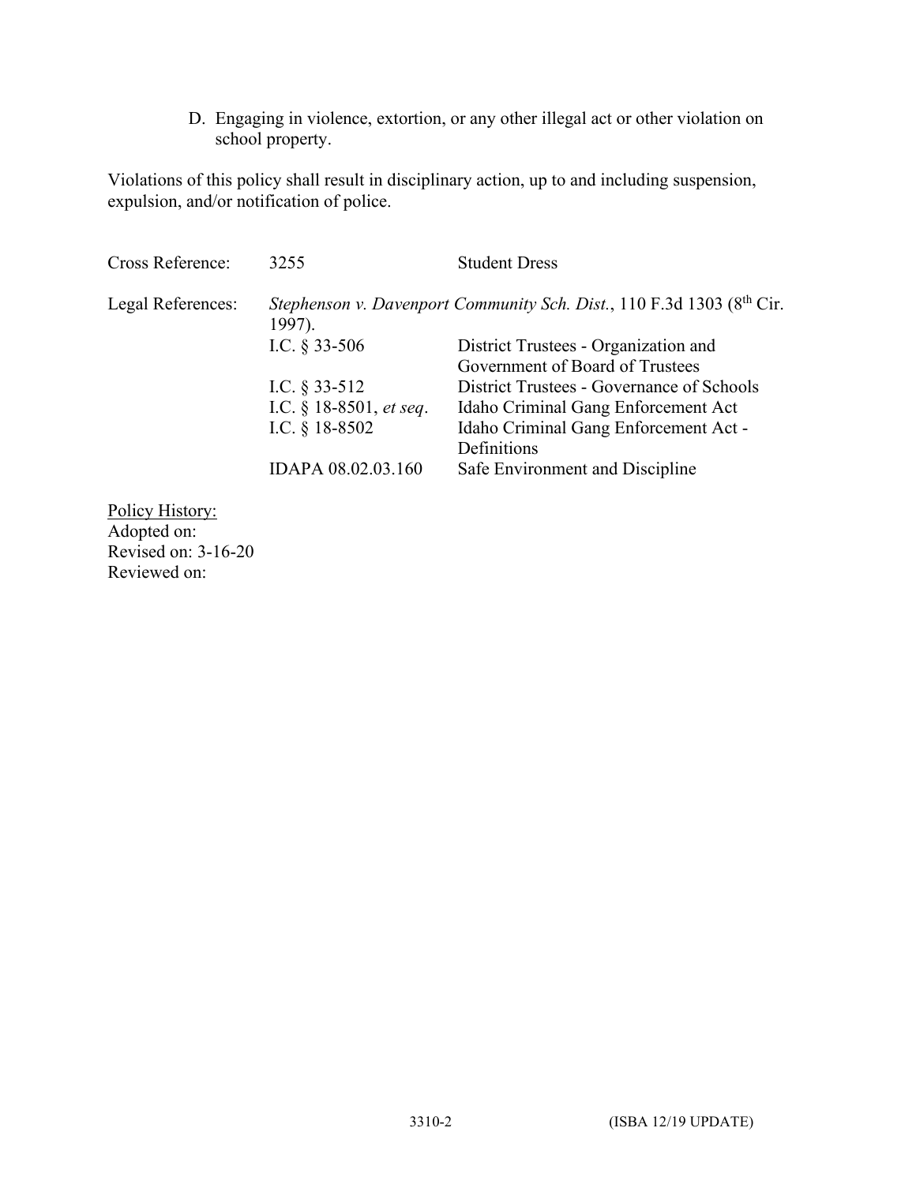D. Engaging in violence, extortion, or any other illegal act or other violation on school property.

Violations of this policy shall result in disciplinary action, up to and including suspension, expulsion, and/or notification of police.

| | | |
|---|---|---|
| Cross Reference: | 3255 | Student Dress |
| Legal References: | *Stephenson v. Davenport Community Sch. Dist.*, 110 F.3d 1303 (8th Cir. 1997). | |
| | I.C. § 33-506 | District Trustees - Organization and Government of Board of Trustees |
| | I.C. § 33-512 | District Trustees - Governance of Schools |
| | I.C. § 18-8501, *et seq*. | Idaho Criminal Gang Enforcement Act |
| | I.C. § 18-8502 | Idaho Criminal Gang Enforcement Act - Definitions |
| | IDAPA 08.02.03.160 | Safe Environment and Discipline |

Policy History:
Adopted on:
Revised on: 3-16-20
Reviewed on:

3310-2 (ISBA 12/19 UPDATE)